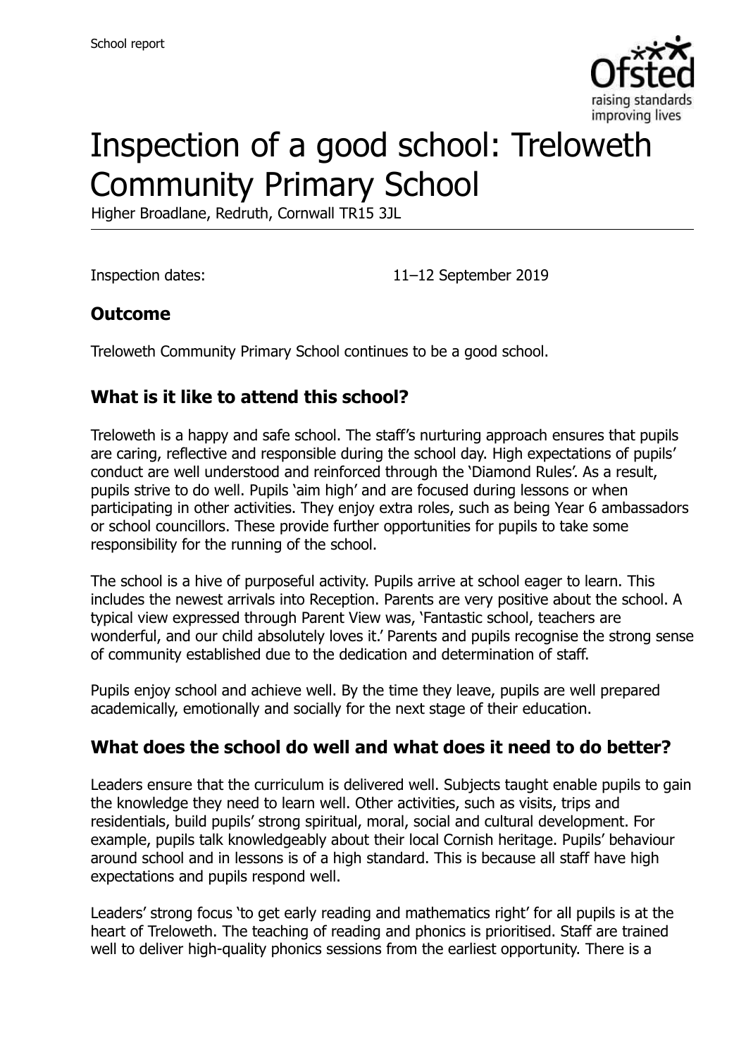School report

# Inspection of a good school: Treloweth Community Primary School

Higher Broadlane, Redruth, Cornwall TR15 3JL

Inspection dates: 11–12 September 2019

## Outcome

Treloweth Community Primary School continues to be a good school.

## What is it like to attend this school?

Treloweth is a happy and safe school. The staff's nurturing approach ensures that pupils are caring, reflective and responsible during the school day. High expectations of pupils' conduct are well understood and reinforced through the 'Diamond Rules'. As a result, pupils strive to do well. Pupils 'aim high' and are focused during lessons or when participating in other activities. They enjoy extra roles, such as being Year 6 ambassadors or school councillors. These provide further opportunities for pupils to take some responsibility for the running of the school.

The school is a hive of purposeful activity. Pupils arrive at school eager to learn. This includes the newest arrivals into Reception. Parents are very positive about the school. A typical view expressed through Parent View was, 'Fantastic school, teachers are wonderful, and our child absolutely loves it.' Parents and pupils recognise the strong sense of community established due to the dedication and determination of staff.

Pupils enjoy school and achieve well. By the time they leave, pupils are well prepared academically, emotionally and socially for the next stage of their education.

## What does the school do well and what does it need to do better?

Leaders ensure that the curriculum is delivered well. Subjects taught enable pupils to gain the knowledge they need to learn well. Other activities, such as visits, trips and residentials, build pupils' strong spiritual, moral, social and cultural development. For example, pupils talk knowledgeably about their local Cornish heritage. Pupils' behaviour around school and in lessons is of a high standard. This is because all staff have high expectations and pupils respond well.

Leaders' strong focus 'to get early reading and mathematics right' for all pupils is at the heart of Treloweth. The teaching of reading and phonics is prioritised. Staff are trained well to deliver high-quality phonics sessions from the earliest opportunity. There is a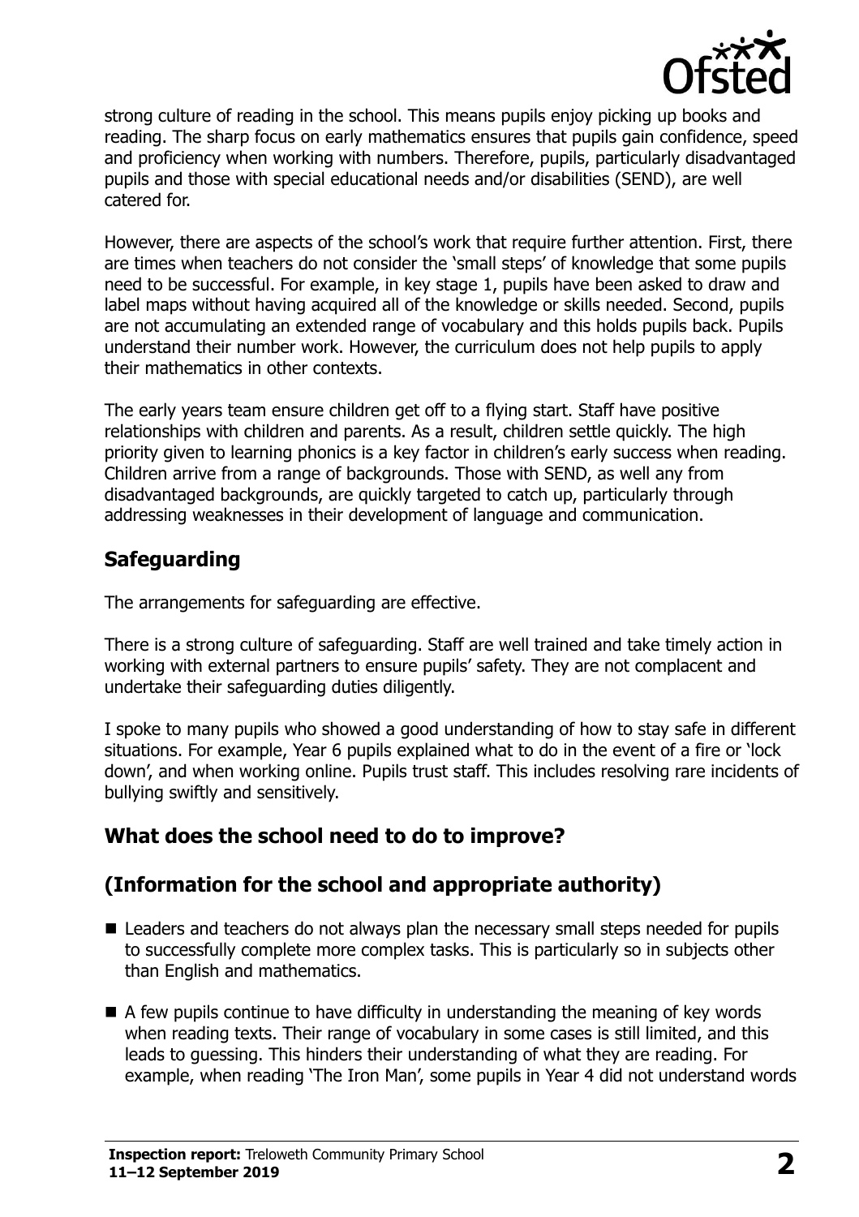strong culture of reading in the school. This means pupils enjoy picking up books and reading. The sharp focus on early mathematics ensures that pupils gain confidence, speed and proficiency when working with numbers. Therefore, pupils, particularly disadvantaged pupils and those with special educational needs and/or disabilities (SEND), are well catered for.

However, there are aspects of the school's work that require further attention. First, there are times when teachers do not consider the 'small steps' of knowledge that some pupils need to be successful. For example, in key stage 1, pupils have been asked to draw and label maps without having acquired all of the knowledge or skills needed. Second, pupils are not accumulating an extended range of vocabulary and this holds pupils back. Pupils understand their number work. However, the curriculum does not help pupils to apply their mathematics in other contexts.

The early years team ensure children get off to a flying start. Staff have positive relationships with children and parents. As a result, children settle quickly. The high priority given to learning phonics is a key factor in children's early success when reading. Children arrive from a range of backgrounds. Those with SEND, as well any from disadvantaged backgrounds, are quickly targeted to catch up, particularly through addressing weaknesses in their development of language and communication.

## Safeguarding

The arrangements for safeguarding are effective.

There is a strong culture of safeguarding. Staff are well trained and take timely action in working with external partners to ensure pupils' safety. They are not complacent and undertake their safeguarding duties diligently.

I spoke to many pupils who showed a good understanding of how to stay safe in different situations. For example, Year 6 pupils explained what to do in the event of a fire or 'lock down', and when working online. Pupils trust staff. This includes resolving rare incidents of bullying swiftly and sensitively.

## What does the school need to do to improve?

## (Information for the school and appropriate authority)

- Leaders and teachers do not always plan the necessary small steps needed for pupils to successfully complete more complex tasks. This is particularly so in subjects other than English and mathematics.
- A few pupils continue to have difficulty in understanding the meaning of key words when reading texts. Their range of vocabulary in some cases is still limited, and this leads to guessing. This hinders their understanding of what they are reading. For example, when reading 'The Iron Man', some pupils in Year 4 did not understand words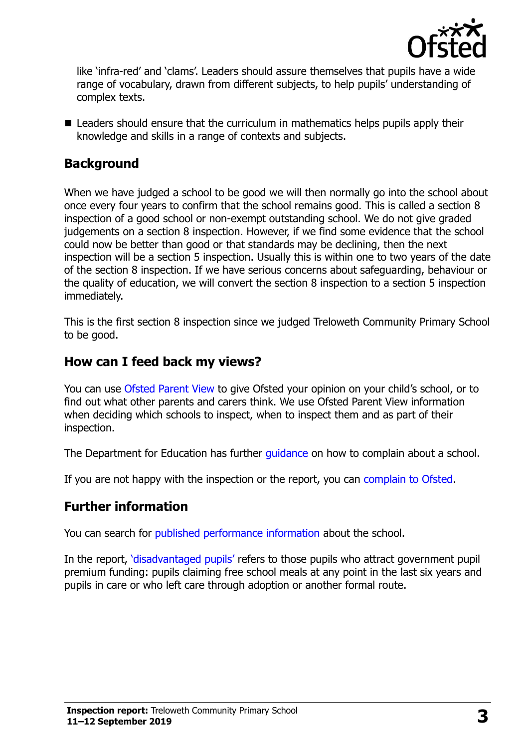like 'infra-red' and 'clams'. Leaders should assure themselves that pupils have a wide range of vocabulary, drawn from different subjects, to help pupils' understanding of complex texts.

- Leaders should ensure that the curriculum in mathematics helps pupils apply their knowledge and skills in a range of contexts and subjects.

## Background

When we have judged a school to be good we will then normally go into the school about once every four years to confirm that the school remains good. This is called a section 8 inspection of a good school or non-exempt outstanding school. We do not give graded judgements on a section 8 inspection. However, if we find some evidence that the school could now be better than good or that standards may be declining, then the next inspection will be a section 5 inspection. Usually this is within one to two years of the date of the section 8 inspection. If we have serious concerns about safeguarding, behaviour or the quality of education, we will convert the section 8 inspection to a section 5 inspection immediately.

This is the first section 8 inspection since we judged Treloweth Community Primary School to be good.

## How can I feed back my views?

You can use Ofsted Parent View to give Ofsted your opinion on your child's school, or to find out what other parents and carers think. We use Ofsted Parent View information when deciding which schools to inspect, when to inspect them and as part of their inspection.

The Department for Education has further guidance on how to complain about a school.

If you are not happy with the inspection or the report, you can complain to Ofsted.

## Further information

You can search for published performance information about the school.

In the report, 'disadvantaged pupils' refers to those pupils who attract government pupil premium funding: pupils claiming free school meals at any point in the last six years and pupils in care or who left care through adoption or another formal route.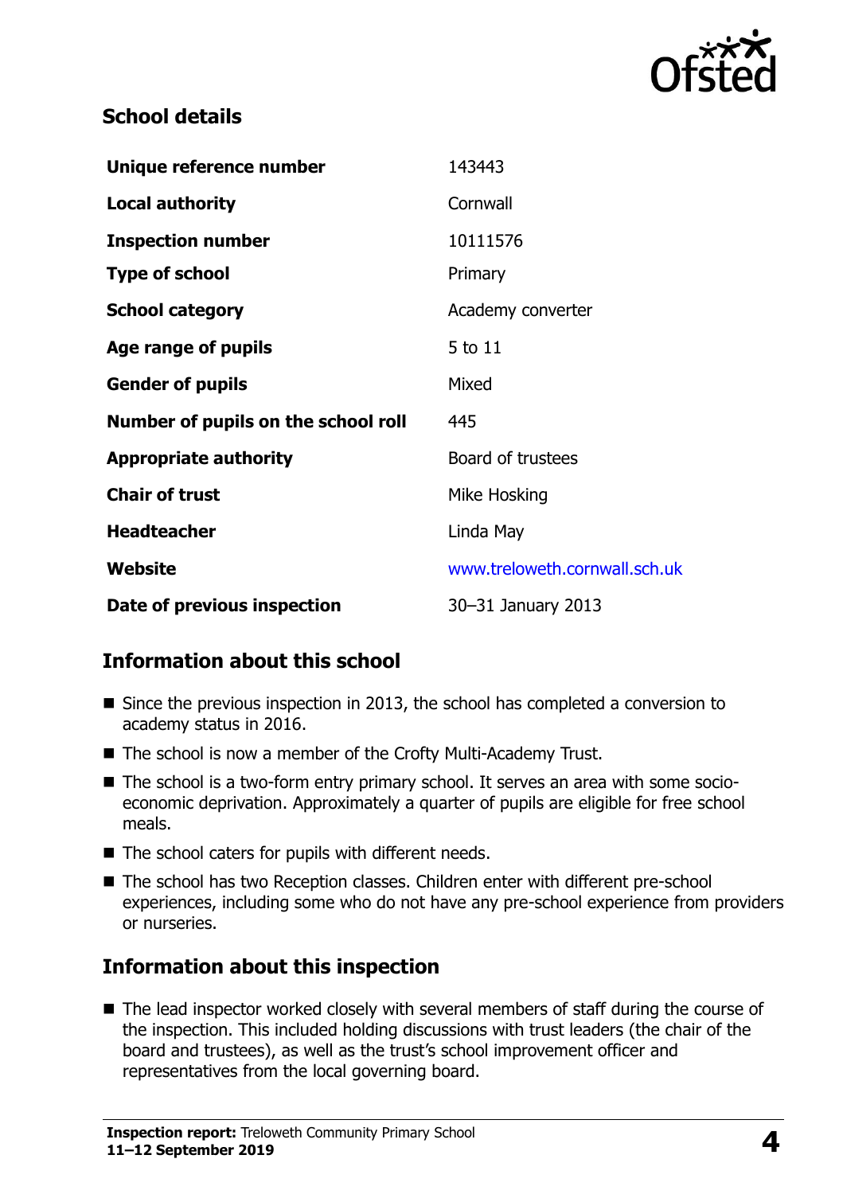## School details

| | |
|---|---|
| **Unique reference number** | 143443 |
| **Local authority** | Cornwall |
| **Inspection number** | 10111576 |
| **Type of school** | Primary |
| **School category** | Academy converter |
| **Age range of pupils** | 5 to 11 |
| **Gender of pupils** | Mixed |
| **Number of pupils on the school roll** | 445 |
| **Appropriate authority** | Board of trustees |
| **Chair of trust** | Mike Hosking |
| **Headteacher** | Linda May |
| **Website** | www.treloweth.cornwall.sch.uk |
| **Date of previous inspection** | 30–31 January 2013 |

## Information about this school

- Since the previous inspection in 2013, the school has completed a conversion to academy status in 2016.
- The school is now a member of the Crofty Multi-Academy Trust.
- The school is a two-form entry primary school. It serves an area with some socio-economic deprivation. Approximately a quarter of pupils are eligible for free school meals.
- The school caters for pupils with different needs.
- The school has two Reception classes. Children enter with different pre-school experiences, including some who do not have any pre-school experience from providers or nurseries.

## Information about this inspection

- The lead inspector worked closely with several members of staff during the course of the inspection. This included holding discussions with trust leaders (the chair of the board and trustees), as well as the trust's school improvement officer and representatives from the local governing board.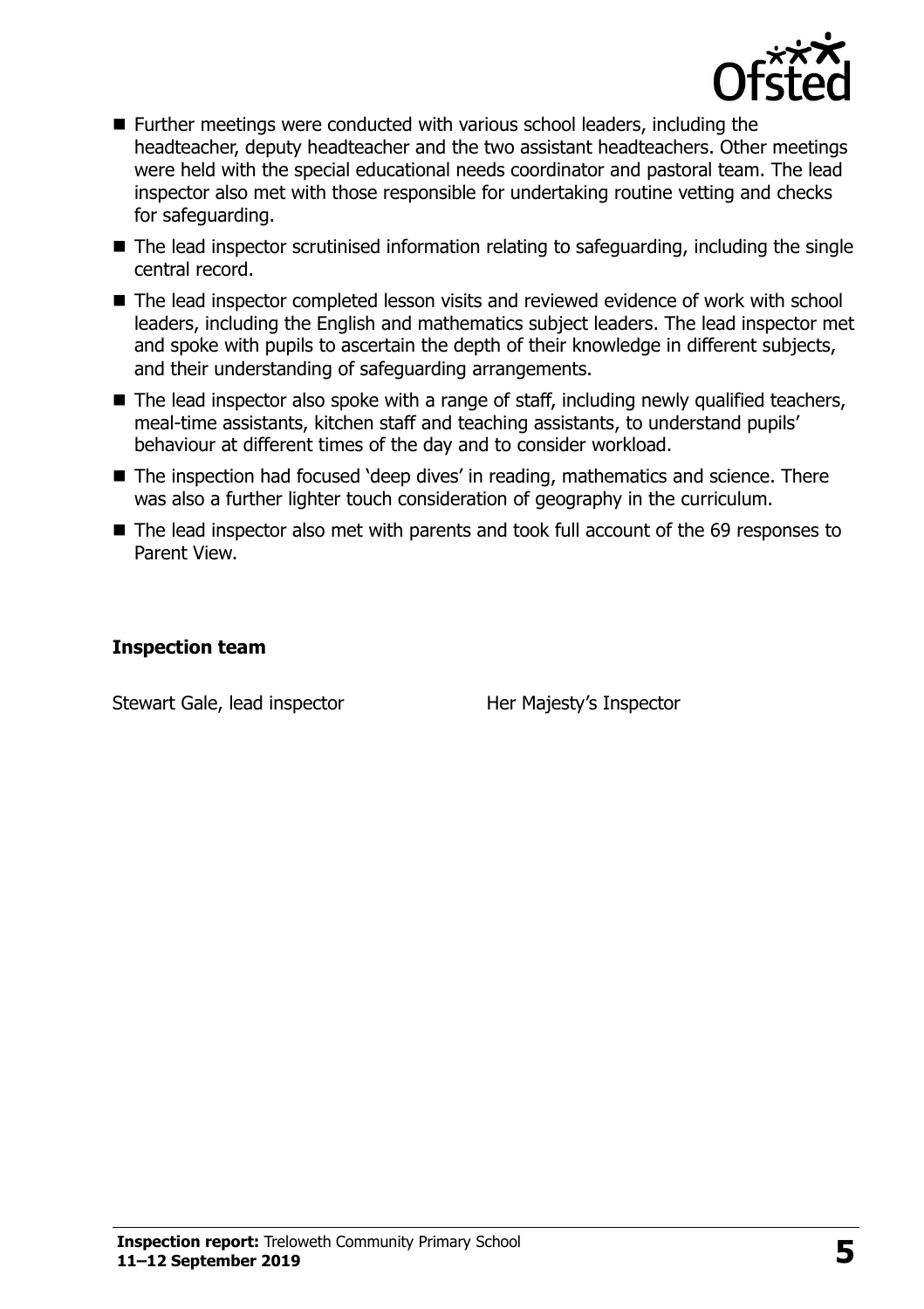- Further meetings were conducted with various school leaders, including the headteacher, deputy headteacher and the two assistant headteachers. Other meetings were held with the special educational needs coordinator and pastoral team. The lead inspector also met with those responsible for undertaking routine vetting and checks for safeguarding.
- The lead inspector scrutinised information relating to safeguarding, including the single central record.
- The lead inspector completed lesson visits and reviewed evidence of work with school leaders, including the English and mathematics subject leaders. The lead inspector met and spoke with pupils to ascertain the depth of their knowledge in different subjects, and their understanding of safeguarding arrangements.
- The lead inspector also spoke with a range of staff, including newly qualified teachers, meal-time assistants, kitchen staff and teaching assistants, to understand pupils' behaviour at different times of the day and to consider workload.
- The inspection had focused 'deep dives' in reading, mathematics and science. There was also a further lighter touch consideration of geography in the curriculum.
- The lead inspector also met with parents and took full account of the 69 responses to Parent View.

### Inspection team

| | |
|---|---|
| Stewart Gale, lead inspector | Her Majesty's Inspector |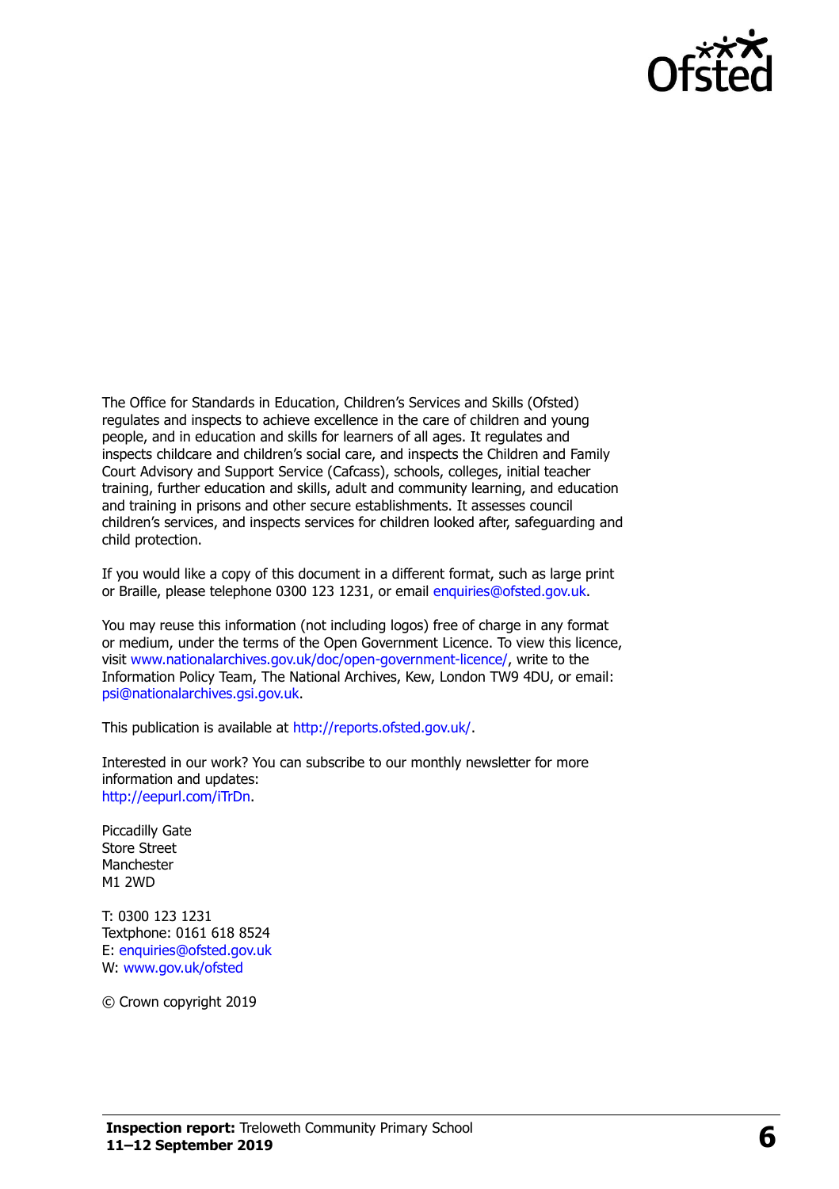The Office for Standards in Education, Children's Services and Skills (Ofsted) regulates and inspects to achieve excellence in the care of children and young people, and in education and skills for learners of all ages. It regulates and inspects childcare and children's social care, and inspects the Children and Family Court Advisory and Support Service (Cafcass), schools, colleges, initial teacher training, further education and skills, adult and community learning, and education and training in prisons and other secure establishments. It assesses council children's services, and inspects services for children looked after, safeguarding and child protection.

If you would like a copy of this document in a different format, such as large print or Braille, please telephone 0300 123 1231, or email enquiries@ofsted.gov.uk.

You may reuse this information (not including logos) free of charge in any format or medium, under the terms of the Open Government Licence. To view this licence, visit www.nationalarchives.gov.uk/doc/open-government-licence/, write to the Information Policy Team, The National Archives, Kew, London TW9 4DU, or email: psi@nationalarchives.gsi.gov.uk.

This publication is available at http://reports.ofsted.gov.uk/.

Interested in our work? You can subscribe to our monthly newsletter for more information and updates:
http://eepurl.com/iTrDn.

Piccadilly Gate
Store Street
Manchester
M1 2WD

T: 0300 123 1231
Textphone: 0161 618 8524
E: enquiries@ofsted.gov.uk
W: www.gov.uk/ofsted

© Crown copyright 2019